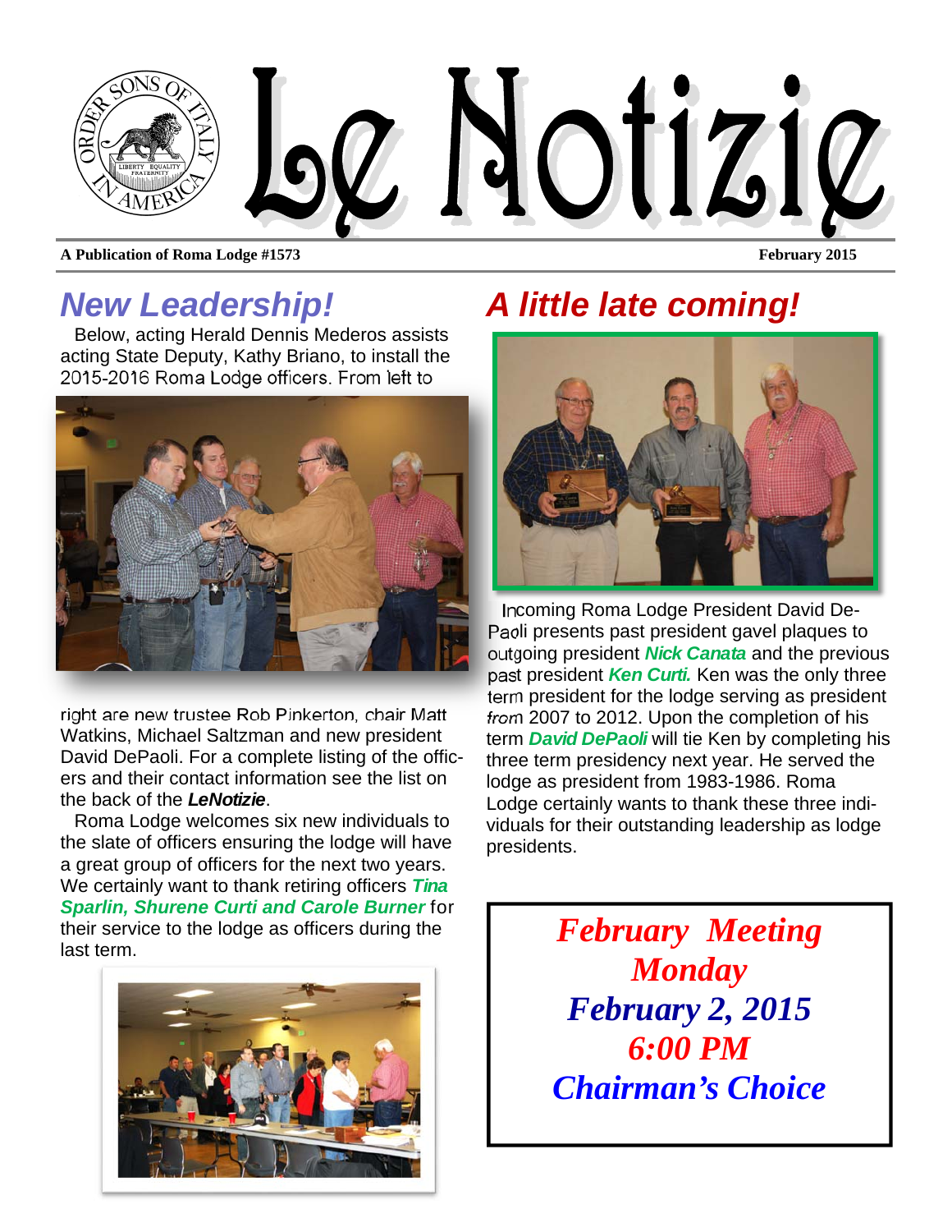# Le Notizie

A Publication of Roma Lodge #1573

February 2015

## New Leadership!

Below, acting Herald Dennis Mederos assists acting State Deputy, Kathy Briano, to install the 2015-2016 Roma Lodge officers. From left to right are new trustee Rob Pinkerton, chair Matt Watkins, Michael Saltzman and new president David DePaoli. For a complete listing of the officers and their contact information see the list on the back of the ***LeNotizie***.

Roma Lodge welcomes six new individuals to the slate of officers ensuring the lodge will have a great group of officers for the next two years. We certainly want to thank retiring officers ***Tina Sparlin, Shurene Curti and Carole Burner*** for their service to the lodge as officers during the last term.

## A little late coming!

Incoming Roma Lodge President David DePaoli presents past president gavel plaques to outgoing president ***Nick Canata*** and the previous past president ***Ken Curti.*** Ken was the only three term president for the lodge serving as president from 2007 to 2012. Upon the completion of his term ***David DePaoli*** will tie Ken by completing his three term presidency next year. He served the lodge as president from 1983-1986. Roma Lodge certainly wants to thank these three individuals for their outstanding leadership as lodge presidents.

***February Meeting***
***Monday***
***February 2, 2015***
***6:00 PM***
***Chairman's Choice***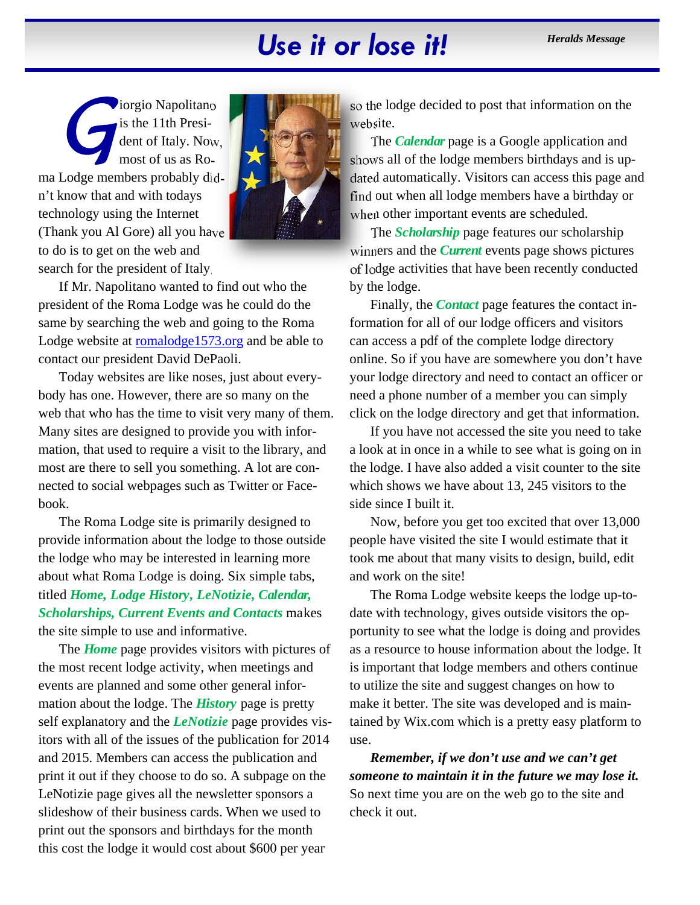# Use it or lose it!

*Heralds Message*

Giorgio Napolitano is the 11th President of Italy. Now, most of us as Roma Lodge members probably didn't know that and with todays technology using the Internet (Thank you Al Gore) all you have to do is to get on the web and search for the president of Italy.

If Mr. Napolitano wanted to find out who the president of the Roma Lodge was he could do the same by searching the web and going to the Roma Lodge website at [romalodge1573.org](romalodge1573.org) and be able to contact our president David DePaoli.

Today websites are like noses, just about everybody has one. However, there are so many on the web that who has the time to visit very many of them. Many sites are designed to provide you with information, that used to require a visit to the library, and most are there to sell you something. A lot are connected to social webpages such as Twitter or Facebook.

The Roma Lodge site is primarily designed to provide information about the lodge to those outside the lodge who may be interested in learning more about what Roma Lodge is doing. Six simple tabs, titled ***Home, Lodge History, LeNotizie, Calendar, Scholarships, Current Events and Contacts*** makes the site simple to use and informative.

The ***Home*** page provides visitors with pictures of the most recent lodge activity, when meetings and events are planned and some other general information about the lodge. The ***History*** page is pretty self explanatory and the ***LeNotizie*** page provides visitors with all of the issues of the publication for 2014 and 2015. Members can access the publication and print it out if they choose to do so. A subpage on the LeNotizie page gives all the newsletter sponsors a slideshow of their business cards. When we used to print out the sponsors and birthdays for the month this cost the lodge it would cost about $600 per year so the lodge decided to post that information on the website.

The ***Calendar*** page is a Google application and shows all of the lodge members birthdays and is updated automatically. Visitors can access this page and find out when all lodge members have a birthday or when other important events are scheduled.

The ***Scholarship*** page features our scholarship winners and the ***Current*** events page shows pictures of lodge activities that have been recently conducted by the lodge.

Finally, the ***Contact*** page features the contact information for all of our lodge officers and visitors can access a pdf of the complete lodge directory online. So if you have are somewhere you don't have your lodge directory and need to contact an officer or need a phone number of a member you can simply click on the lodge directory and get that information.

If you have not accessed the site you need to take a look at in once in a while to see what is going on in the lodge. I have also added a visit counter to the site which shows we have about 13, 245 visitors to the side since I built it.

Now, before you get too excited that over 13,000 people have visited the site I would estimate that it took me about that many visits to design, build, edit and work on the site!

The Roma Lodge website keeps the lodge up-to-date with technology, gives outside visitors the opportunity to see what the lodge is doing and provides as a resource to house information about the lodge. It is important that lodge members and others continue to utilize the site and suggest changes on how to make it better. The site was developed and is maintained by Wix.com which is a pretty easy platform to use.

***Remember, if we don't use and we can't get someone to maintain it in the future we may lose it.*** So next time you are on the web go to the site and check it out.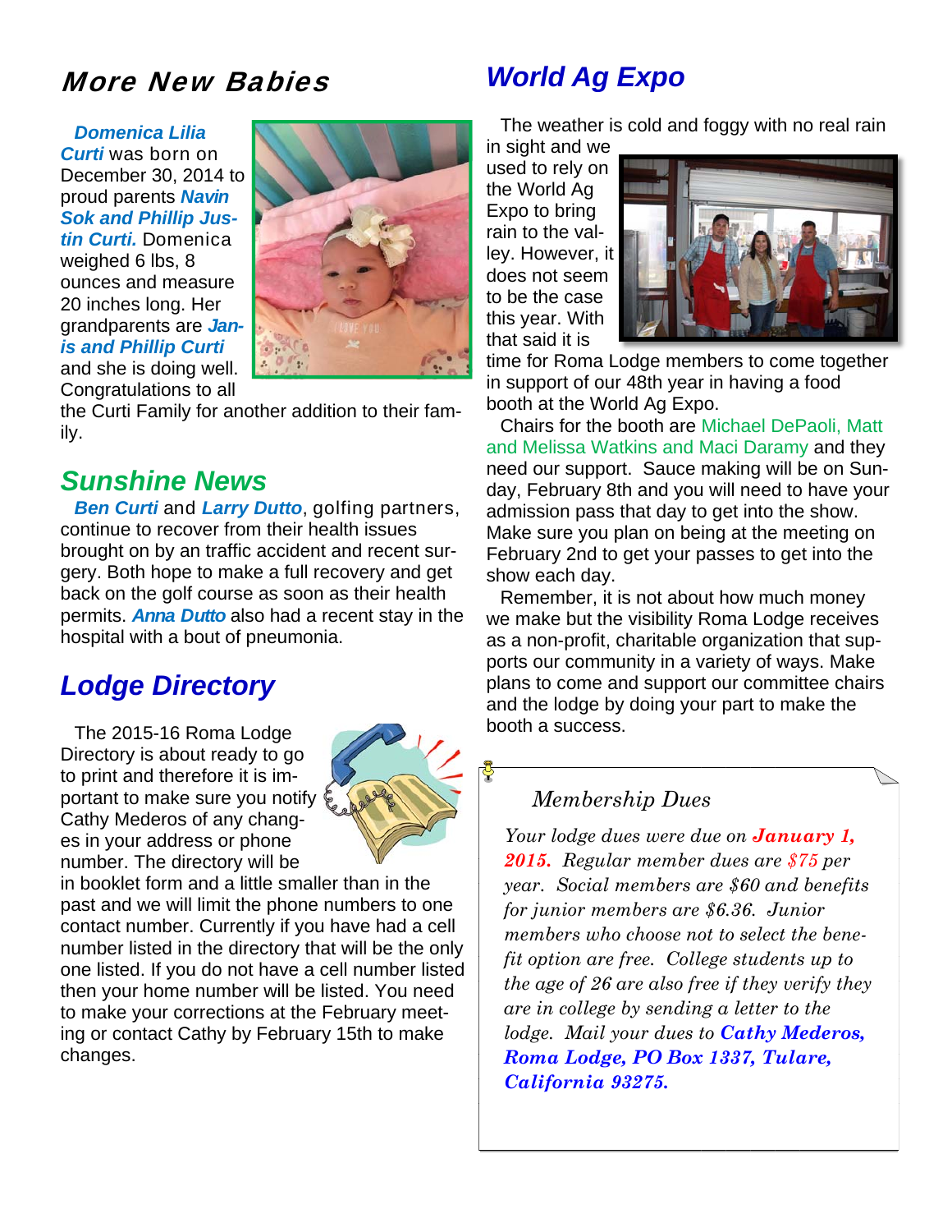## More New Babies

***Domenica Lilia Curti*** was born on December 30, 2014 to proud parents ***Navin Sok and Phillip Justin Curti.*** Domenica weighed 6 lbs, 8 ounces and measure 20 inches long. Her grandparents are ***Janis and Phillip Curti*** and she is doing well. Congratulations to all the Curti Family for another addition to their family.

## Sunshine News

***Ben Curti*** and ***Larry Dutto***, golfing partners, continue to recover from their health issues brought on by an traffic accident and recent surgery. Both hope to make a full recovery and get back on the golf course as soon as their health permits. ***Anna Dutto*** also had a recent stay in the hospital with a bout of pneumonia.

## Lodge Directory

The 2015-16 Roma Lodge Directory is about ready to go to print and therefore it is important to make sure you notify Cathy Mederos of any changes in your address or phone number. The directory will be in booklet form and a little smaller than in the past and we will limit the phone numbers to one contact number. Currently if you have had a cell number listed in the directory that will be the only one listed. If you do not have a cell number listed then your home number will be listed. You need to make your corrections at the February meeting or contact Cathy by February 15th to make changes.

## World Ag Expo

The weather is cold and foggy with no real rain in sight and we used to rely on the World Ag Expo to bring rain to the valley. However, it does not seem to be the case this year. With that said it is time for Roma Lodge members to come together in support of our 48th year in having a food booth at the World Ag Expo.

Chairs for the booth are Michael DePaoli, Matt and Melissa Watkins and Maci Daramy and they need our support. Sauce making will be on Sunday, February 8th and you will need to have your admission pass that day to get into the show. Make sure you plan on being at the meeting on February 2nd to get your passes to get into the show each day.

Remember, it is not about how much money we make but the visibility Roma Lodge receives as a non-profit, charitable organization that supports our community in a variety of ways. Make plans to come and support our committee chairs and the lodge by doing your part to make the booth a success.

### *Membership Dues*

*Your lodge dues were due on **January 1, 2015.** Regular member dues are $75 per year. Social members are $60 and benefits for junior members are $6.36. Junior members who choose not to select the benefit option are free. College students up to the age of 26 are also free if they verify they are in college by sending a letter to the lodge. Mail your dues to **Cathy Mederos, Roma Lodge, PO Box 1337, Tulare, California 93275.***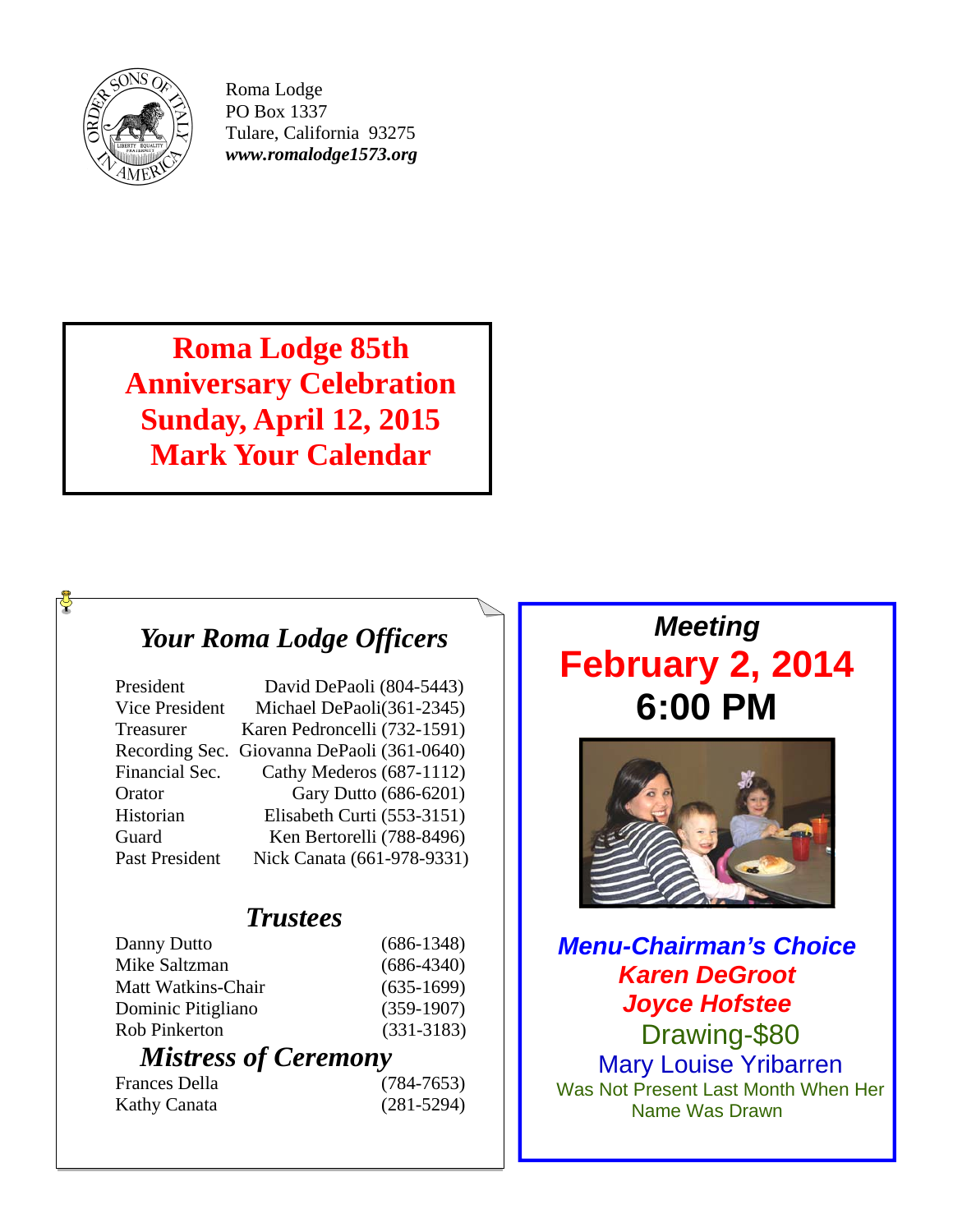Roma Lodge
PO Box 1337
Tulare, California 93275
***www.romalodge1573.org***

# Roma Lodge 85th Anniversary Celebration Sunday, April 12, 2015 Mark Your Calendar

## *Your Roma Lodge Officers*

| | |
|---|---|
| President | David DePaoli (804-5443) |
| Vice President | Michael DePaoli(361-2345) |
| Treasurer | Karen Pedroncelli (732-1591) |
| Recording Sec. | Giovanna DePaoli (361-0640) |
| Financial Sec. | Cathy Mederos (687-1112) |
| Orator | Gary Dutto (686-6201) |
| Historian | Elisabeth Curti (553-3151) |
| Guard | Ken Bertorelli (788-8496) |
| Past President | Nick Canata (661-978-9331) |

### *Trustees*

| | |
|---|---|
| Danny Dutto | (686-1348) |
| Mike Saltzman | (686-4340) |
| Matt Watkins-Chair | (635-1699) |
| Dominic Pitigliano | (359-1907) |
| Rob Pinkerton | (331-3183) |

### *Mistress of Ceremony*

| | |
|---|---|
| Frances Della | (784-7653) |
| Kathy Canata | (281-5294) |

## *Meeting*
## February 2, 2014
## 6:00 PM

***Menu-Chairman's Choice***
***Karen DeGroot***
***Joyce Hofstee***

Drawing-$80
Mary Louise Yribarren
Was Not Present Last Month When Her Name Was Drawn